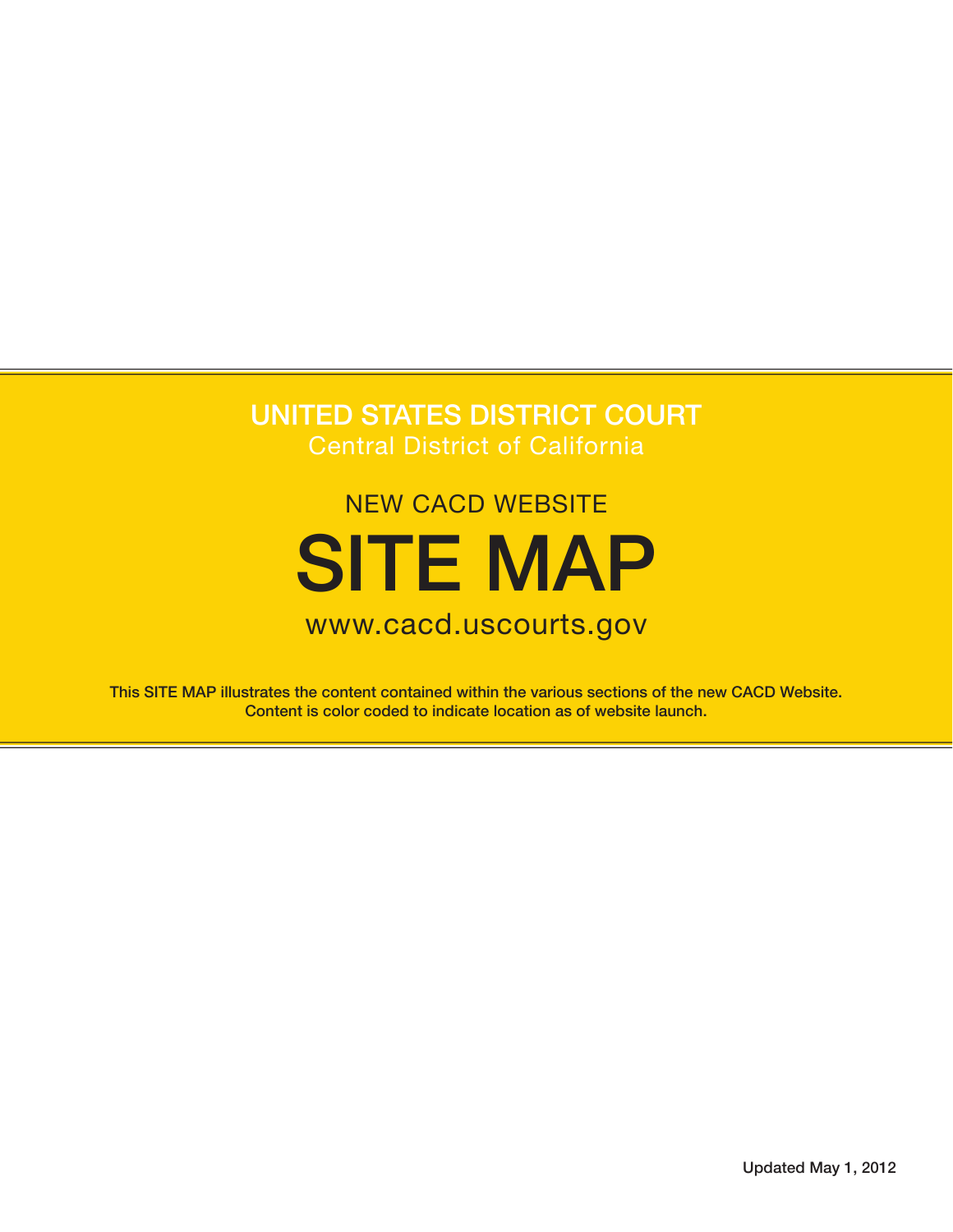# UNITED STATES DISTRICT COURT

Central District of California

## NEW CACD WEBSITE

# SITE MAP

www.cacd.uscourts.gov

**This SITE MAP illustrates the content contained within the various sections of the new CACD Website. Content is color coded to indicate location as of website launch.**

**Updated May 1, 2012**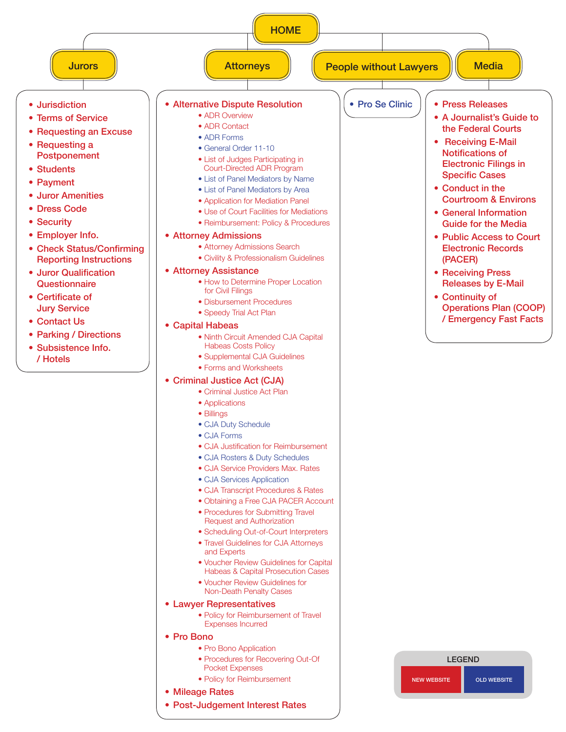# HOME

## Jurors

- Jurisdiction
- Terms of Service
- Requesting an Excuse
- Requesting a Postponement
- Students
- Payment
- Juror Amenities
- Dress Code
- Security
- Employer Info.
- Check Status/Confirming Reporting Instructions
- Juror Qualification Questionnaire
- Certificate of Jury Service
- Contact Us
- Parking / Directions
- Subsistence Info. / Hotels

## Attorneys

- Alternative Dispute Resolution
  - ADR Overview
  - ADR Contact
  - ADR Forms
  - General Order 11-10
  - List of Judges Participating in Court-Directed ADR Program
  - List of Panel Mediators by Name
  - List of Panel Mediators by Area
  - Application for Mediation Panel
  - Use of Court Facilities for Mediations
  - Reimbursement: Policy & Procedures
- Attorney Admissions
  - Attorney Admissions Search
  - Civility & Professionalism Guidelines
- Attorney Assistance
  - How to Determine Proper Location for Civil Filings
  - Disbursement Procedures
  - Speedy Trial Act Plan
- Capital Habeas
  - Ninth Circuit Amended CJA Capital Habeas Costs Policy
  - Supplemental CJA Guidelines
  - Forms and Worksheets
- Criminal Justice Act (CJA)
  - Criminal Justice Act Plan
  - Applications
  - Billings
  - CJA Duty Schedule
  - CJA Forms
  - CJA Justification for Reimbursement
  - CJA Rosters & Duty Schedules
  - CJA Service Providers Max. Rates
  - CJA Services Application
  - CJA Transcript Procedures & Rates
  - Obtaining a Free CJA PACER Account
  - Procedures for Submitting Travel Request and Authorization
  - Scheduling Out-of-Court Interpreters
  - Travel Guidelines for CJA Attorneys and Experts
  - Voucher Review Guidelines for Capital Habeas & Capital Prosecution Cases
  - Voucher Review Guidelines for Non-Death Penalty Cases
- Lawyer Representatives
  - Policy for Reimbursement of Travel Expenses Incurred
- Pro Bono
  - Pro Bono Application
  - Procedures for Recovering Out-Of Pocket Expenses
  - Policy for Reimbursement
- Mileage Rates
- Post-Judgement Interest Rates

## People without Lawyers

- Pro Se Clinic

## Media

- Press Releases
- A Journalist's Guide to the Federal Courts
- Receiving E-Mail Notifications of Electronic Filings in Specific Cases
- Conduct in the Courtroom & Environs
- General Information Guide for the Media
- Public Access to Court Electronic Records (PACER)
- Receiving Press Releases by E-Mail
- Continuity of Operations Plan (COOP) / Emergency Fast Facts

LEGEND

NEW WEBSITE | OLD WEBSITE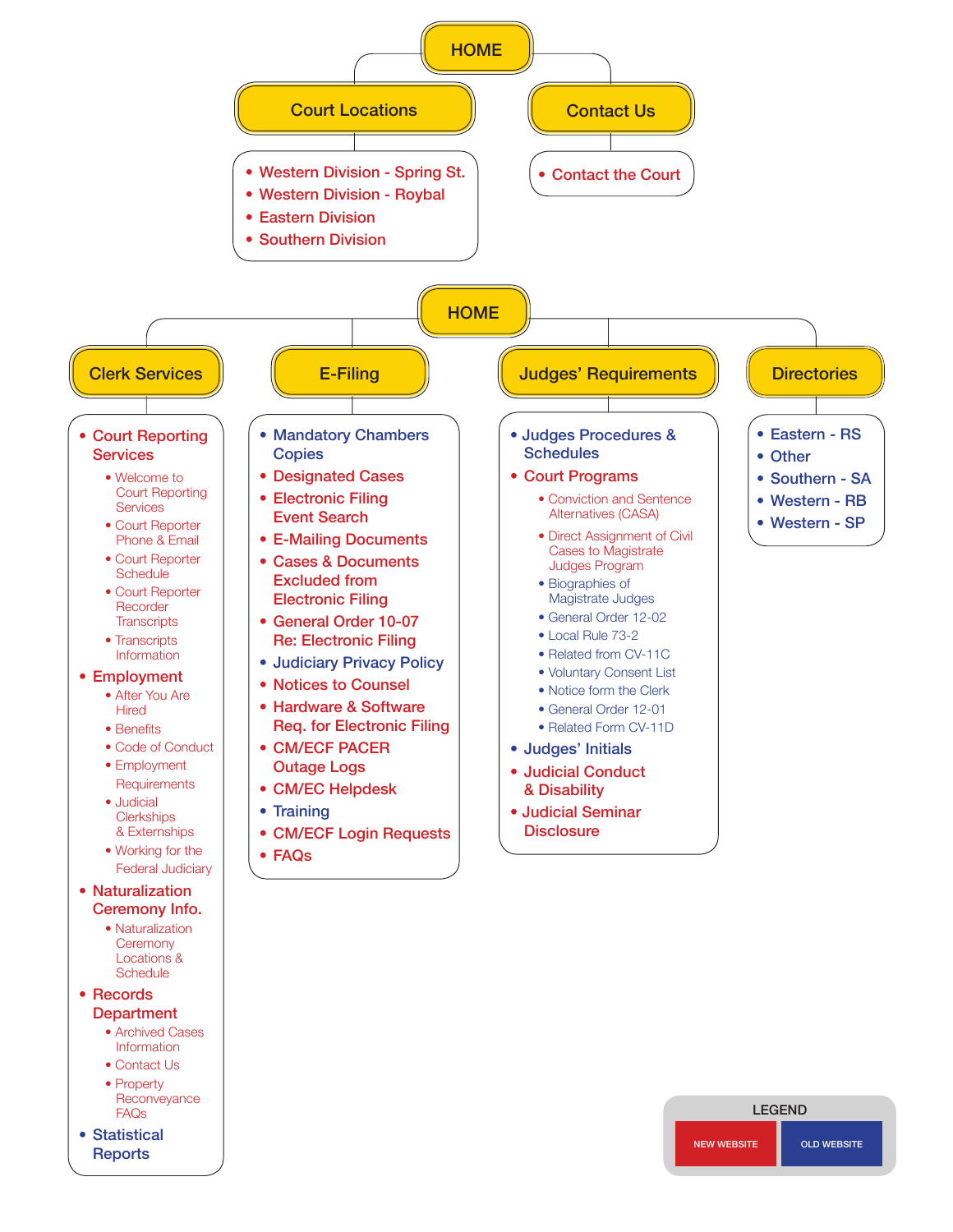# HOME

## Court Locations

- Western Division - Spring St.
- Western Division - Roybal
- Eastern Division
- Southern Division

## Contact Us

- Contact the Court

# HOME

## Clerk Services

- Court Reporting Services
  - Welcome to Court Reporting Services
  - Court Reporter Phone & Email
  - Court Reporter Schedule
  - Court Reporter Recorder Transcripts
  - Transcripts Information
- Employment
  - After You Are Hired
  - Benefits
  - Code of Conduct
  - Employment Requirements
  - Judicial Clerkships & Externships
  - Working for the Federal Judiciary
- Naturalization Ceremony Info.
  - Naturalization Ceremony Locations & Schedule
- Records Department
  - Archived Cases Information
  - Contact Us
  - Property Reconveyance FAQs
- Statistical Reports

## E-Filing

- Mandatory Chambers Copies
- Designated Cases
- Electronic Filing Event Search
- E-Mailing Documents
- Cases & Documents Excluded from Electronic Filing
- General Order 10-07 Re: Electronic Filing
- Judiciary Privacy Policy
- Notices to Counsel
- Hardware & Software Req. for Electronic Filing
- CM/ECF PACER Outage Logs
- CM/EC Helpdesk
- Training
- CM/ECF Login Requests
- FAQs

## Judges' Requirements

- Judges Procedures & Schedules
- Court Programs
  - Conviction and Sentence Alternatives (CASA)
  - Direct Assignment of Civil Cases to Magistrate Judges Program
  - Biographies of Magistrate Judges
  - General Order 12-02
  - Local Rule 73-2
  - Related from CV-11C
  - Voluntary Consent List
  - Notice form the Clerk
  - General Order 12-01
  - Related Form CV-11D
- Judges' Initials
- Judicial Conduct & Disability
- Judicial Seminar Disclosure

## Directories

- Eastern - RS
- Other
- Southern - SA
- Western - RB
- Western - SP

LEGEND

NEW WEBSITE | OLD WEBSITE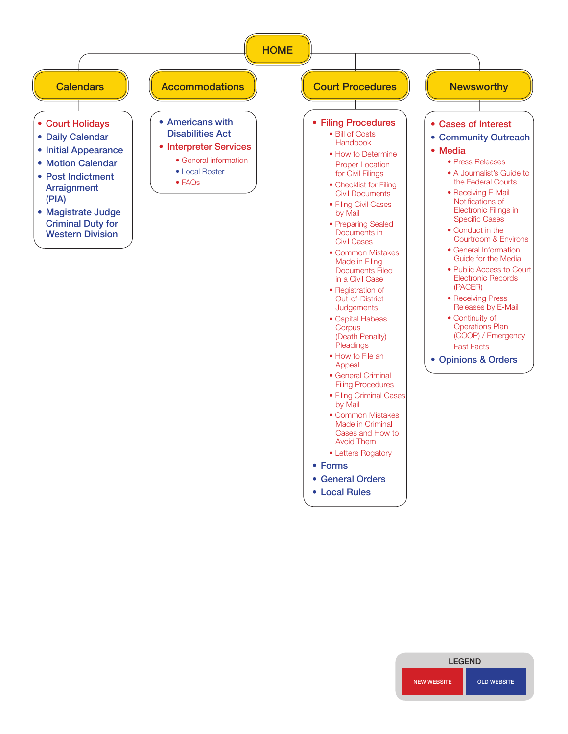# HOME

## Calendars

- Court Holidays
- Daily Calendar
- Initial Appearance
- Motion Calendar
- Post Indictment Arraignment (PIA)
- Magistrate Judge Criminal Duty for Western Division

## Accommodations

- Americans with Disabilities Act
- Interpreter Services
  - General information
  - Local Roster
  - FAQs

## Court Procedures

- Filing Procedures
  - Bill of Costs Handbook
  - How to Determine Proper Location for Civil Filings
  - Checklist for Filing Civil Documents
  - Filing Civil Cases by Mail
  - Preparing Sealed Documents in Civil Cases
  - Common Mistakes Made in Filing Documents Filed in a Civil Case
  - Registration of Out-of-District Judgements
  - Capital Habeas Corpus (Death Penalty) Pleadings
  - How to File an Appeal
  - General Criminal Filing Procedures
  - Filing Criminal Cases by Mail
  - Common Mistakes Made in Criminal Cases and How to Avoid Them
  - Letters Rogatory
- Forms
- General Orders
- Local Rules

## Newsworthy

- Cases of Interest
- Community Outreach
- Media
  - Press Releases
  - A Journalist's Guide to the Federal Courts
  - Receiving E-Mail Notifications of Electronic Filings in Specific Cases
  - Conduct in the Courtroom & Environs
  - General Information Guide for the Media
  - Public Access to Court Electronic Records (PACER)
  - Receiving Press Releases by E-Mail
  - Continuity of Operations Plan (COOP) / Emergency Fast Facts
- Opinions & Orders

LEGEND

NEW WEBSITE | OLD WEBSITE